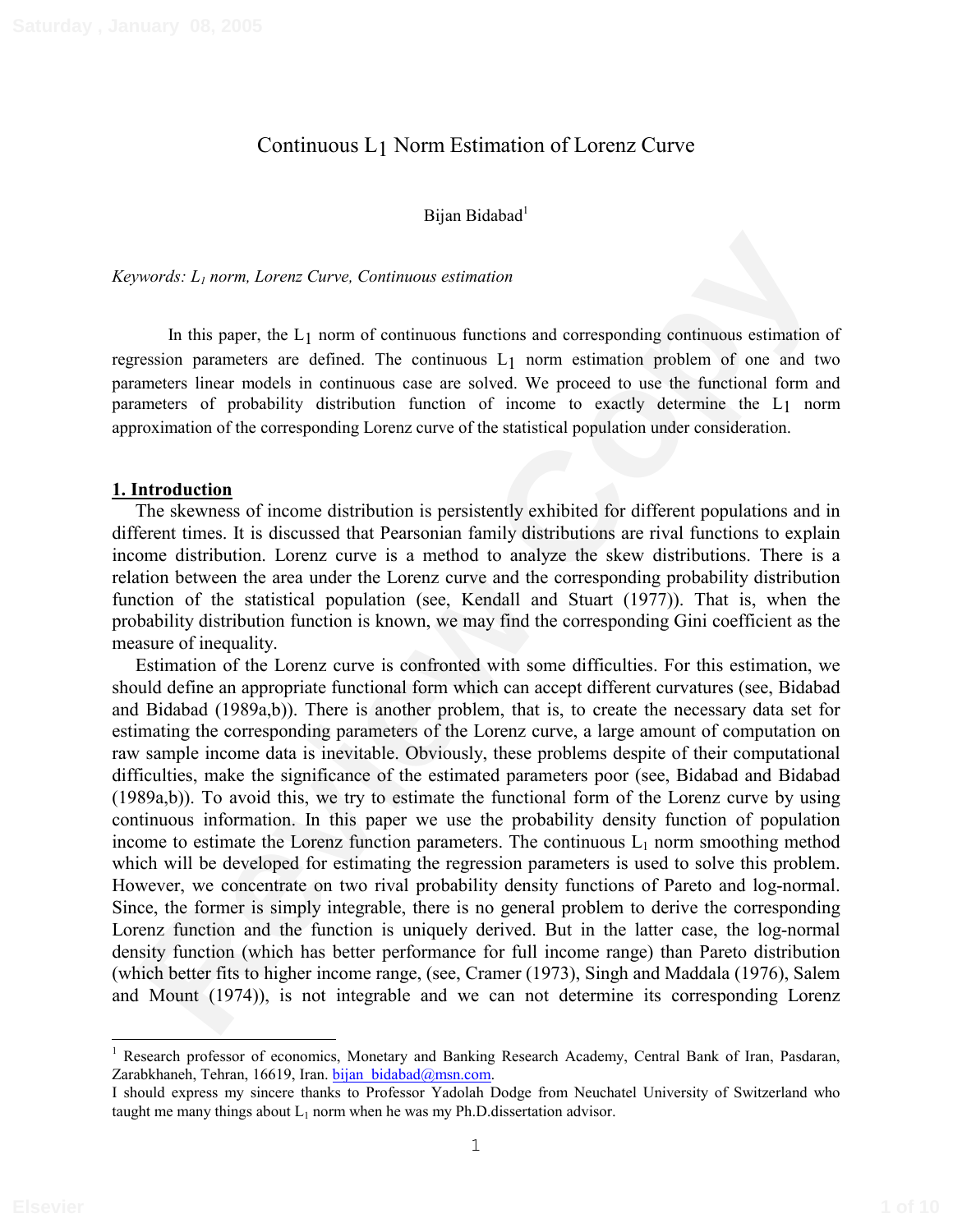# Continuous $L_1$ Norm Estimation of Lorenz Curve

Bijan Bidabad[1]

*Keywords: $L_1$ norm, Lorenz Curve, Continuous estimation*

In this paper, the $L_1$ norm of continuous functions and corresponding continuous estimation of regression parameters are defined. The continuous $L_1$ norm estimation problem of one and two parameters linear models in continuous case are solved. We proceed to use the functional form and parameters of probability distribution function of income to exactly determine the $L_1$ norm approximation of the corresponding Lorenz curve of the statistical population under consideration.

## 1. Introduction

The skewness of income distribution is persistently exhibited for different populations and in different times. It is discussed that Pearsonian family distributions are rival functions to explain income distribution. Lorenz curve is a method to analyze the skew distributions. There is a relation between the area under the Lorenz curve and the corresponding probability distribution function of the statistical population (see, Kendall and Stuart (1977)). That is, when the probability distribution function is known, we may find the corresponding Gini coefficient as the measure of inequality.

Estimation of the Lorenz curve is confronted with some difficulties. For this estimation, we should define an appropriate functional form which can accept different curvatures (see, Bidabad and Bidabad (1989a,b)). There is another problem, that is, to create the necessary data set for estimating the corresponding parameters of the Lorenz curve, a large amount of computation on raw sample income data is inevitable. Obviously, these problems despite of their computational difficulties, make the significance of the estimated parameters poor (see, Bidabad and Bidabad (1989a,b)). To avoid this, we try to estimate the functional form of the Lorenz curve by using continuous information. In this paper we use the probability density function of population income to estimate the Lorenz function parameters. The continuous $L_1$ norm smoothing method which will be developed for estimating the regression parameters is used to solve this problem. However, we concentrate on two rival probability density functions of Pareto and log-normal. Since, the former is simply integrable, there is no general problem to derive the corresponding Lorenz function and the function is uniquely derived. But in the latter case, the log-normal density function (which has better performance for full income range) than Pareto distribution (which better fits to higher income range, (see, Cramer (1973), Singh and Maddala (1976), Salem and Mount (1974)), is not integrable and we can not determine its corresponding Lorenz

---

[1] Research professor of economics, Monetary and Banking Research Academy, Central Bank of Iran, Pasdaran, Zarabkhaneh, Tehran, 16619, Iran. bijan_bidabad@msn.com.

I should express my sincere thanks to Professor Yadolah Dodge from Neuchatel University of Switzerland who taught me many things about $L_1$ norm when he was my Ph.D.dissertation advisor.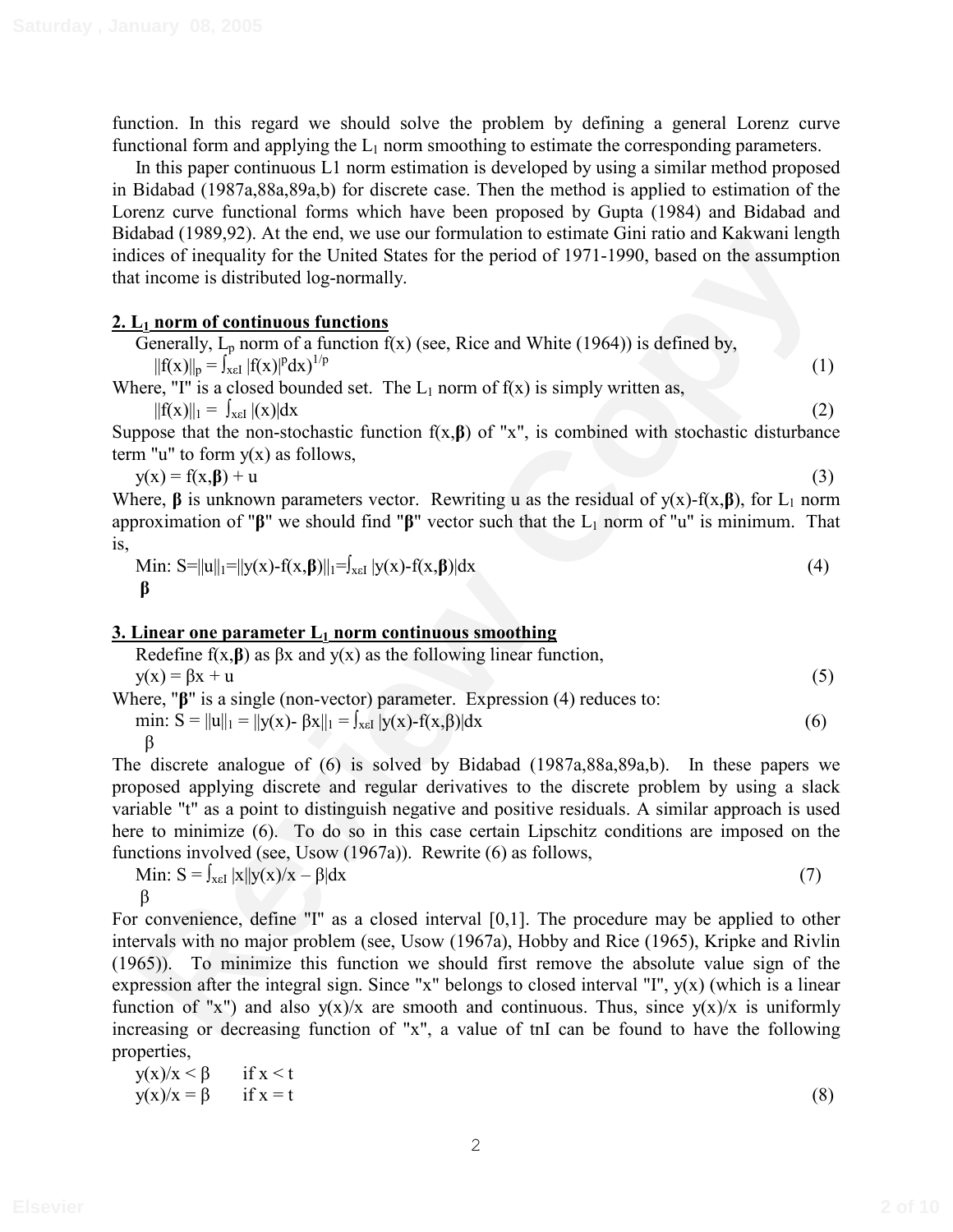function. In this regard we should solve the problem by defining a general Lorenz curve functional form and applying the $L_1$ norm smoothing to estimate the corresponding parameters.

In this paper continuous L1 norm estimation is developed by using a similar method proposed in Bidabad (1987a,88a,89a,b) for discrete case. Then the method is applied to estimation of the Lorenz curve functional forms which have been proposed by Gupta (1984) and Bidabad and Bidabad (1989,92). At the end, we use our formulation to estimate Gini ratio and Kakwani length indices of inequality for the United States for the period of 1971-1990, based on the assumption that income is distributed log-normally.

## 2. $L_1$ norm of continuous functions

Generally, $L_p$ norm of a function f(x) (see, Rice and White (1964)) is defined by,

$$\|f(x)\|_p = \int_{x \in I} |f(x)|^p dx)^{1/p} \tag{1}$$

Where, "I" is a closed bounded set. The $L_1$ norm of f(x) is simply written as,

$$\|f(x)\|_1 = \int_{x \in I} |(x)| dx \tag{2}$$

Suppose that the non-stochastic function $f(x,\boldsymbol{\beta})$ of "x", is combined with stochastic disturbance term "u" to form y(x) as follows,

$$y(x) = f(x,\boldsymbol{\beta}) + u \tag{3}$$

Where, $\boldsymbol{\beta}$ is unknown parameters vector. Rewriting u as the residual of $y(x)-f(x,\boldsymbol{\beta})$, for $L_1$ norm approximation of "$\boldsymbol{\beta}$" we should find "$\boldsymbol{\beta}$" vector such that the $L_1$ norm of "u" is minimum. That is,

$$\min_{\boldsymbol{\beta}}: S=\|u\|_1=\|y(x)-f(x,\boldsymbol{\beta})\|_1=\int_{x \in I} |y(x)-f(x,\boldsymbol{\beta})| dx \tag{4}$$

## 3. Linear one parameter $L_1$ norm continuous smoothing

Redefine $f(x,\boldsymbol{\beta})$ as $\beta x$ and y(x) as the following linear function,

$$y(x) = \beta x + u \tag{5}$$

Where, "$\boldsymbol{\beta}$" is a single (non-vector) parameter. Expression (4) reduces to:

$$\min_{\beta}: S = \|u\|_1 = \|y(x)- \beta x\|_1 = \int_{x \in I} |y(x)-f(x,\beta)| dx \tag{6}$$

The discrete analogue of (6) is solved by Bidabad (1987a,88a,89a,b). In these papers we proposed applying discrete and regular derivatives to the discrete problem by using a slack variable "t" as a point to distinguish negative and positive residuals. A similar approach is used here to minimize (6). To do so in this case certain Lipschitz conditions are imposed on the functions involved (see, Usow (1967a)). Rewrite (6) as follows,

$$\min_{\beta}: S = \int_{x \in I} |x||y(x)/x - \beta| dx \tag{7}$$

For convenience, define "I" as a closed interval [0,1]. The procedure may be applied to other intervals with no major problem (see, Usow (1967a), Hobby and Rice (1965), Kripke and Rivlin (1965)). To minimize this function we should first remove the absolute value sign of the expression after the integral sign. Since "x" belongs to closed interval "I", y(x) (which is a linear function of "x") and also y(x)/x are smooth and continuous. Thus, since y(x)/x is uniformly increasing or decreasing function of "x", a value of tnI can be found to have the following properties,

$$\begin{aligned} y(x)/x &< \beta \quad \text{if } x < t \\ y(x)/x &= \beta \quad \text{if } x = t \end{aligned} \tag{8}$$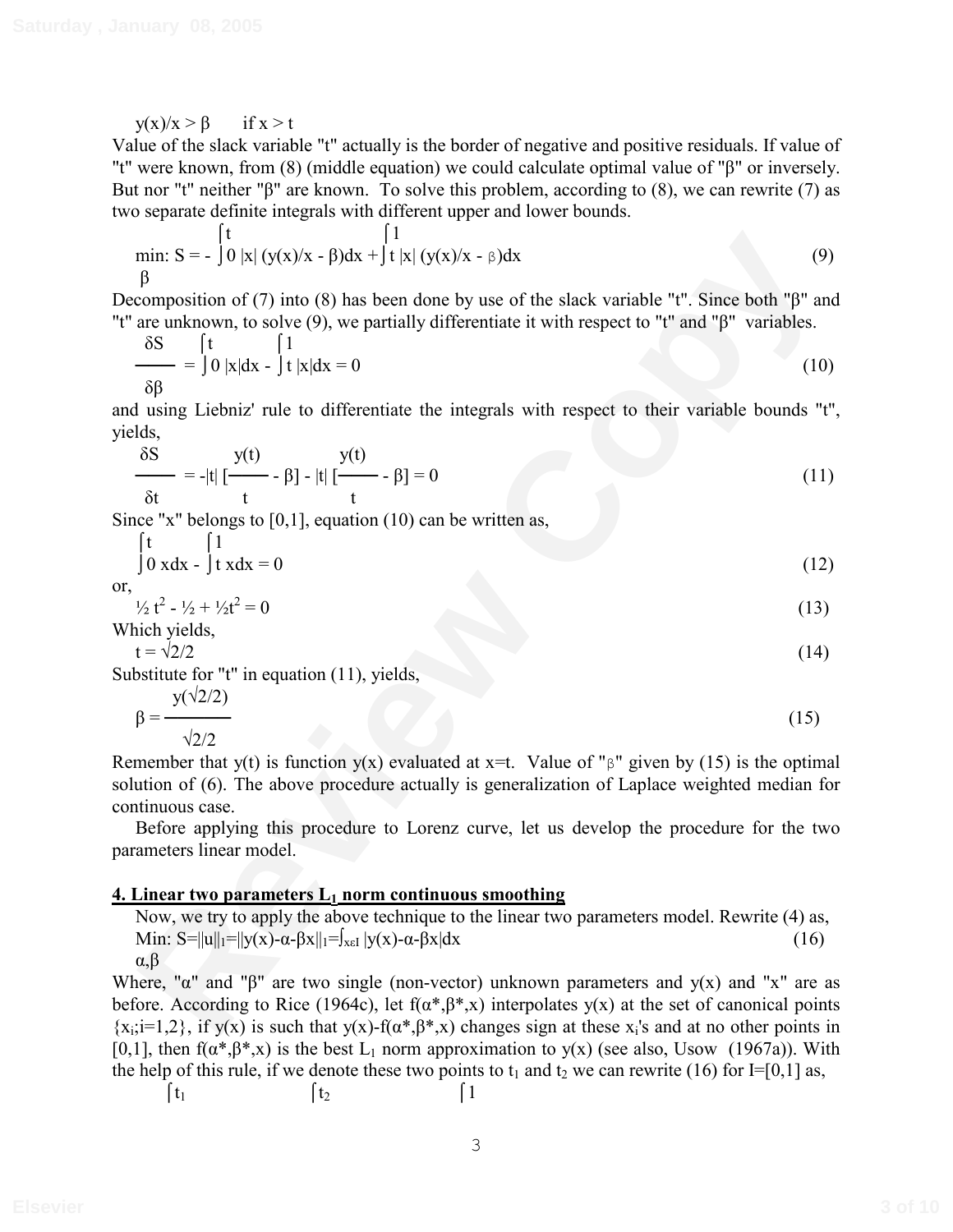$$y(x)/x > \beta \qquad \text{if } x > t$$

Value of the slack variable "t" actually is the border of negative and positive residuals. If value of "t" were known, from (8) (middle equation) we could calculate optimal value of "β" or inversely. But nor "t" neither "β" are known. To solve this problem, according to (8), we can rewrite (7) as two separate definite integrals with different upper and lower bounds.

$$\min_{\beta}: S = -\int_0^t |x|\,(y(x)/x - \beta)dx + \int_t^1 |x|\,(y(x)/x - \beta)dx \tag{9}$$

Decomposition of (7) into (8) has been done by use of the slack variable "t". Since both "β" and "t" are unknown, to solve (9), we partially differentiate it with respect to "t" and "β" variables.

$$\frac{\delta S}{\delta \beta} = \int_0^t |x|dx - \int_t^1 |x|dx = 0 \tag{10}$$

and using Liebniz' rule to differentiate the integrals with respect to their variable bounds "t", yields,

$$\frac{\delta S}{\delta t} = -|t|\left[\frac{y(t)}{t} - \beta\right] - |t|\left[\frac{y(t)}{t} - \beta\right] = 0 \tag{11}$$

Since "x" belongs to [0,1], equation (10) can be written as,

$$\int_0^t x dx - \int_t^1 x dx = 0 \tag{12}$$

or,

$$\tfrac{1}{2} t^2 - \tfrac{1}{2} + \tfrac{1}{2} t^2 = 0 \tag{13}$$

Which yields,

$$t = \sqrt{2}/2 \tag{14}$$

Substitute for "t" in equation (11), yields,

$$\beta = \frac{y(\sqrt{2}/2)}{\sqrt{2}/2} \tag{15}$$

Remember that y(t) is function y(x) evaluated at x=t. Value of "β" given by (15) is the optimal solution of (6). The above procedure actually is generalization of Laplace weighted median for continuous case.

Before applying this procedure to Lorenz curve, let us develop the procedure for the two parameters linear model.

## 4. Linear two parameters $L_1$ norm continuous smoothing

Now, we try to apply the above technique to the linear two parameters model. Rewrite (4) as,

$$\min_{\alpha,\beta}: S=\|u\|_1=\|y(x)-\alpha-\beta x\|_1=\int_{x\varepsilon I} |y(x)-\alpha-\beta x|dx \tag{16}$$

Where, "α" and "β" are two single (non-vector) unknown parameters and y(x) and "x" are as before. According to Rice (1964c), let $f(\alpha^*,\beta^*,x)$ interpolates y(x) at the set of canonical points $\{x_i; i=1,2\}$, if y(x) is such that $y(x)-f(\alpha^*,\beta^*,x)$ changes sign at these $x_i$'s and at no other points in [0,1], then $f(\alpha^*,\beta^*,x)$ is the best $L_1$ norm approximation to y(x) (see also, Usow (1967a)). With the help of this rule, if we denote these two points to $t_1$ and $t_2$ we can rewrite (16) for I=[0,1] as,

$$\int^{t_1} \qquad \int^{t_2} \qquad \int^{1}$$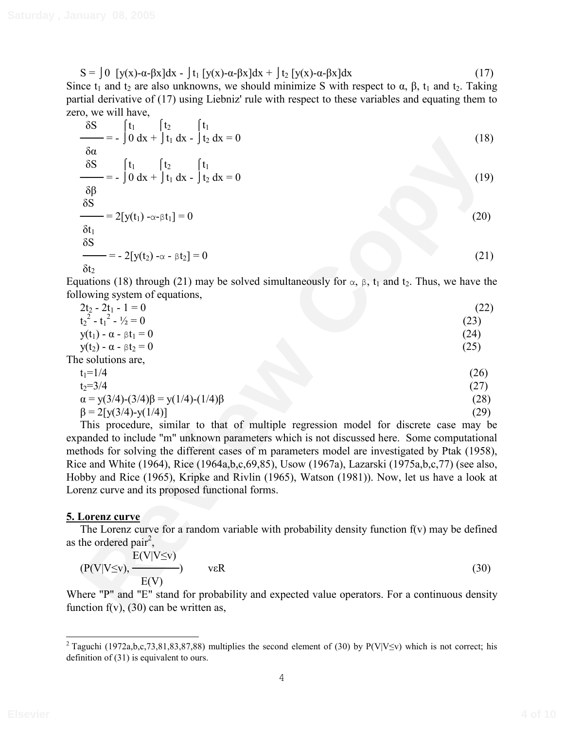$$S = \int_0^{t_1} [y(x)-\alpha-\beta x]dx - \int_{t_1}^{t_2} [y(x)-\alpha-\beta x]dx + \int_{t_2}^{1} [y(x)-\alpha-\beta x]dx \quad (17)$$

Since $t_1$ and $t_2$ are also unknowns, we should minimize S with respect to α, β, $t_1$ and $t_2$. Taking partial derivative of (17) using Liebniz' rule with respect to these variables and equating them to zero, we will have,

$$\frac{\delta S}{\delta \alpha} = -\int_0^{t_1} dx + \int_{t_1}^{t_2} dx - \int_{t_2}^{1} dx = 0 \quad (18)$$

$$\frac{\delta S}{\delta \beta} = -\int_0^{t_1} dx + \int_{t_1}^{t_2} dx - \int_{t_2}^{1} dx = 0 \quad (19)$$

$$\frac{\delta S}{\delta t_1} = 2[y(t_1) - \alpha - \beta t_1] = 0 \quad (20)$$

$$\frac{\delta S}{\delta t_2} = -2[y(t_2) - \alpha - \beta t_2] = 0 \quad (21)$$

Equations (18) through (21) may be solved simultaneously for α, β, $t_1$ and $t_2$. Thus, we have the following system of equations,

$$2t_2 - 2t_1 - 1 = 0 \quad (22)$$

$$t_2^2 - t_1^2 - ½ = 0 \quad (23)$$

$$y(t_1) - \alpha - \beta t_1 = 0 \quad (24)$$

$$y(t_2) - \alpha - \beta t_2 = 0 \quad (25)$$

The solutions are,

$$t_1=1/4 \quad (26)$$

$$t_2=3/4 \quad (27)$$

$$\alpha = y(3/4)-(3/4)\beta = y(1/4)-(1/4)\beta \quad (28)$$

$$\beta = 2[y(3/4)-y(1/4)] \quad (29)$$

This procedure, similar to that of multiple regression model for discrete case may be expanded to include "m" unknown parameters which is not discussed here. Some computational methods for solving the different cases of m parameters model are investigated by Ptak (1958), Rice and White (1964), Rice (1964a,b,c,69,85), Usow (1967a), Lazarski (1975a,b,c,77) (see also, Hobby and Rice (1965), Kripke and Rivlin (1965), Watson (1981)). Now, let us have a look at Lorenz curve and its proposed functional forms.

## 5. Lorenz curve

The Lorenz curve for a random variable with probability density function f(v) may be defined as the ordered pair[2],

$$\left(P(V|V\leq v), \frac{E(V|V\leq v)}{E(V)}\right) \qquad v\epsilon R \quad (30)$$

Where "P" and "E" stand for probability and expected value operators. For a continuous density function f(v), (30) can be written as,

---

[2] Taguchi (1972a,b,c,73,81,83,87,88) multiplies the second element of (30) by P(V|V≤v) which is not correct; his definition of (31) is equivalent to ours.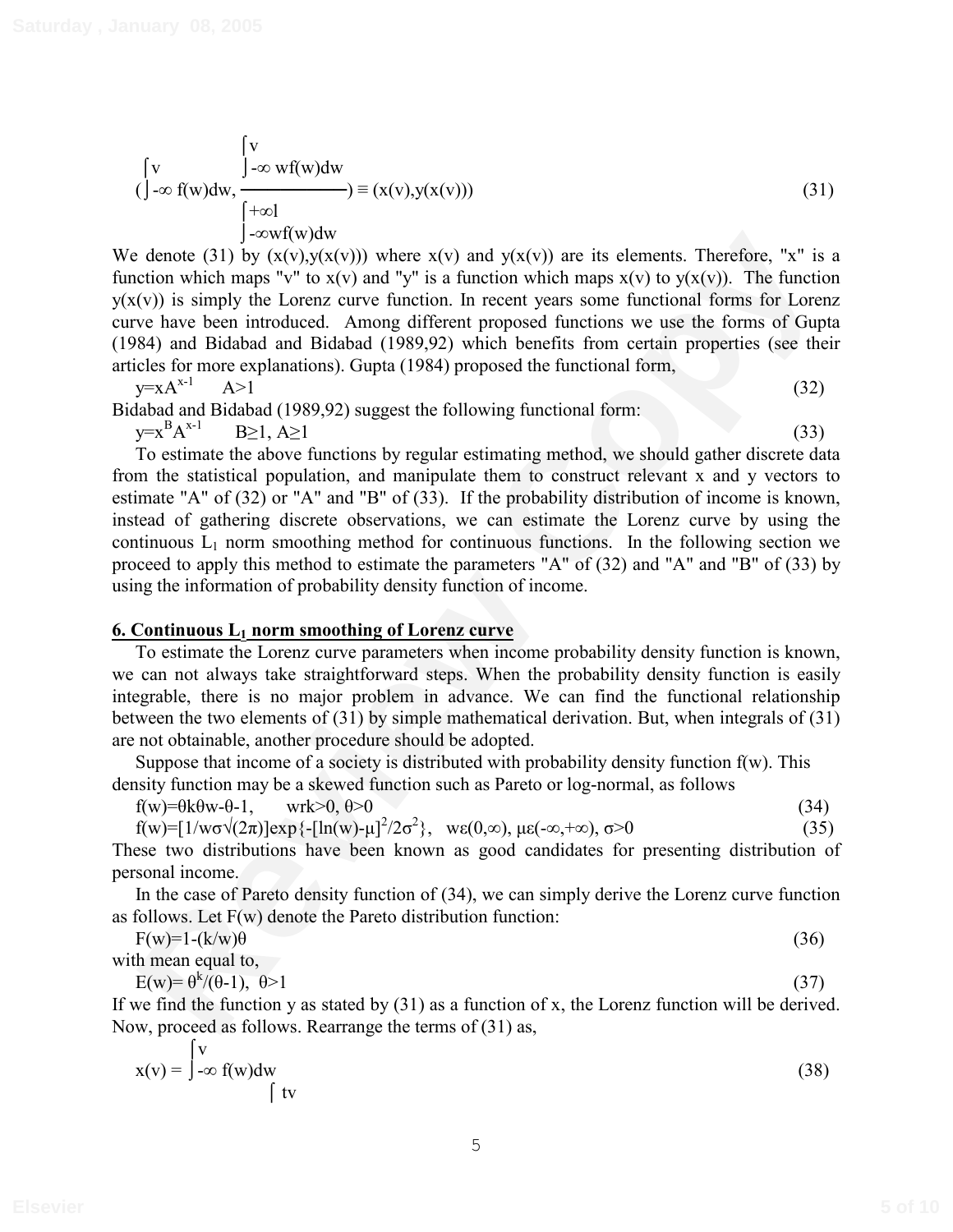$$\left(\int_{-\infty}^{v} f(w)dw, \frac{\int_{-\infty}^{v} wf(w)dw}{\int_{-\infty}^{+\infty} wf(w)dw}\right) \equiv (x(v),y(x(v))) \tag{31}$$

We denote (31) by $(x(v),y(x(v)))$ where $x(v)$ and $y(x(v))$ are its elements. Therefore, "x" is a function which maps "v" to $x(v)$ and "y" is a function which maps $x(v)$ to $y(x(v))$. The function $y(x(v))$ is simply the Lorenz curve function. In recent years some functional forms for Lorenz curve have been introduced. Among different proposed functions we use the forms of Gupta (1984) and Bidabad and Bidabad (1989,92) which benefits from certain properties (see their articles for more explanations). Gupta (1984) proposed the functional form,

$$y=xA^{x-1} \qquad A>1 \tag{32}$$

Bidabad and Bidabad (1989,92) suggest the following functional form:

$$y=x^{B}A^{x-1} \qquad B\geq 1,\ A\geq 1 \tag{33}$$

To estimate the above functions by regular estimating method, we should gather discrete data from the statistical population, and manipulate them to construct relevant x and y vectors to estimate "A" of (32) or "A" and "B" of (33). If the probability distribution of income is known, instead of gathering discrete observations, we can estimate the Lorenz curve by using the continuous $L_1$ norm smoothing method for continuous functions. In the following section we proceed to apply this method to estimate the parameters "A" of (32) and "A" and "B" of (33) by using the information of probability density function of income.

## 6. Continuous $L_1$ norm smoothing of Lorenz curve

To estimate the Lorenz curve parameters when income probability density function is known, we can not always take straightforward steps. When the probability density function is easily integrable, there is no major problem in advance. We can find the functional relationship between the two elements of (31) by simple mathematical derivation. But, when integrals of (31) are not obtainable, another procedure should be adopted.

Suppose that income of a society is distributed with probability density function $f(w)$. This density function may be a skewed function such as Pareto or log-normal, as follows

$$f(w)=\theta k\theta w\text{-}\theta\text{-}1, \qquad wrk>0,\ \theta>0 \tag{34}$$

$$f(w)=[1/w\sigma\sqrt{(2\pi)}]\exp\{-[\ln(w)-\mu]^2/2\sigma^2\}, \quad w\varepsilon(0,\infty),\ \mu\varepsilon(-\infty,+\infty),\ \sigma>0 \tag{35}$$

These two distributions have been known as good candidates for presenting distribution of personal income.

In the case of Pareto density function of (34), we can simply derive the Lorenz curve function as follows. Let $F(w)$ denote the Pareto distribution function:

$$F(w)=1-(k/w)\theta \tag{36}$$

with mean equal to,

$$E(w)=\theta^{k}/(\theta-1), \quad \theta>1 \tag{37}$$

If we find the function y as stated by (31) as a function of x, the Lorenz function will be derived. Now, proceed as follows. Rearrange the terms of (31) as,

$$x(v) = \int_{-\infty}^{v} f(w)dw \tag{38}$$

$\int$ tv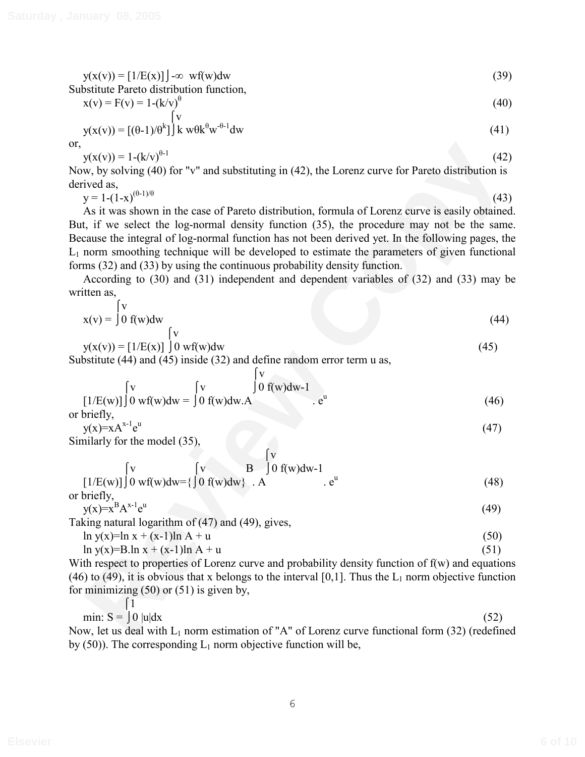$$y(x(v)) = [1/E(x)]\int_{-\infty}^{v} wf(w)dw \tag{39}$$

Substitute Pareto distribution function,

$$x(v) = F(v) = 1-(k/v)^{\theta} \tag{40}$$

$$y(x(v)) = [(\theta-1)/\theta^{k}]\int_{k}^{v} w\theta k^{\theta}w^{-\theta-1}dw \tag{41}$$

or,

$$y(x(v)) = 1-(k/v)^{\theta-1} \tag{42}$$

Now, by solving (40) for "v" and substituting in (42), the Lorenz curve for Pareto distribution is derived as,

$$y = 1-(1-x)^{(\theta-1)/\theta} \tag{43}$$

As it was shown in the case of Pareto distribution, formula of Lorenz curve is easily obtained. But, if we select the log-normal density function (35), the procedure may not be the same. Because the integral of log-normal function has not been derived yet. In the following pages, the $L_1$ norm smoothing technique will be developed to estimate the parameters of given functional forms (32) and (33) by using the continuous probability density function.

According to (30) and (31) independent and dependent variables of (32) and (33) may be written as,

$$x(v) = \int_{0}^{v} f(w)dw \tag{44}$$

$$y(x(v)) = [1/E(x)]\int_{0}^{v} wf(w)dw \tag{45}$$

Substitute (44) and (45) inside (32) and define random error term u as,

$$[1/E(w)]\int_{0}^{v} wf(w)dw = \int_{0}^{v} f(w)dw . A^{\int_{0}^{v} f(w)dw-1} . e^{u} \tag{46}$$

or briefly,

$$y(x)=xA^{x-1}e^{u} \tag{47}$$

Similarly for the model (35),

$$[1/E(w)]\int_{0}^{v} wf(w)dw=\{\int_{0}^{v} f(w)dw\}^{B} . A^{\int_{0}^{v} f(w)dw-1} . e^{u} \tag{48}$$

or briefly,

$$y(x)=x^{B}A^{x-1}e^{u} \tag{49}$$

Taking natural logarithm of (47) and (49), gives,

$$\ln y(x)=\ln x + (x-1)\ln A + u \tag{50}$$

$$\ln y(x)=B.\ln x + (x-1)\ln A + u \tag{51}$$

With respect to properties of Lorenz curve and probability density function of f(w) and equations (46) to (49), it is obvious that x belongs to the interval [0,1]. Thus the $L_1$ norm objective function for minimizing (50) or (51) is given by,

$$\min: S = \int_{0}^{1} |u|dx \tag{52}$$

Now, let us deal with $L_1$ norm estimation of "A" of Lorenz curve functional form (32) (redefined by (50)). The corresponding $L_1$ norm objective function will be,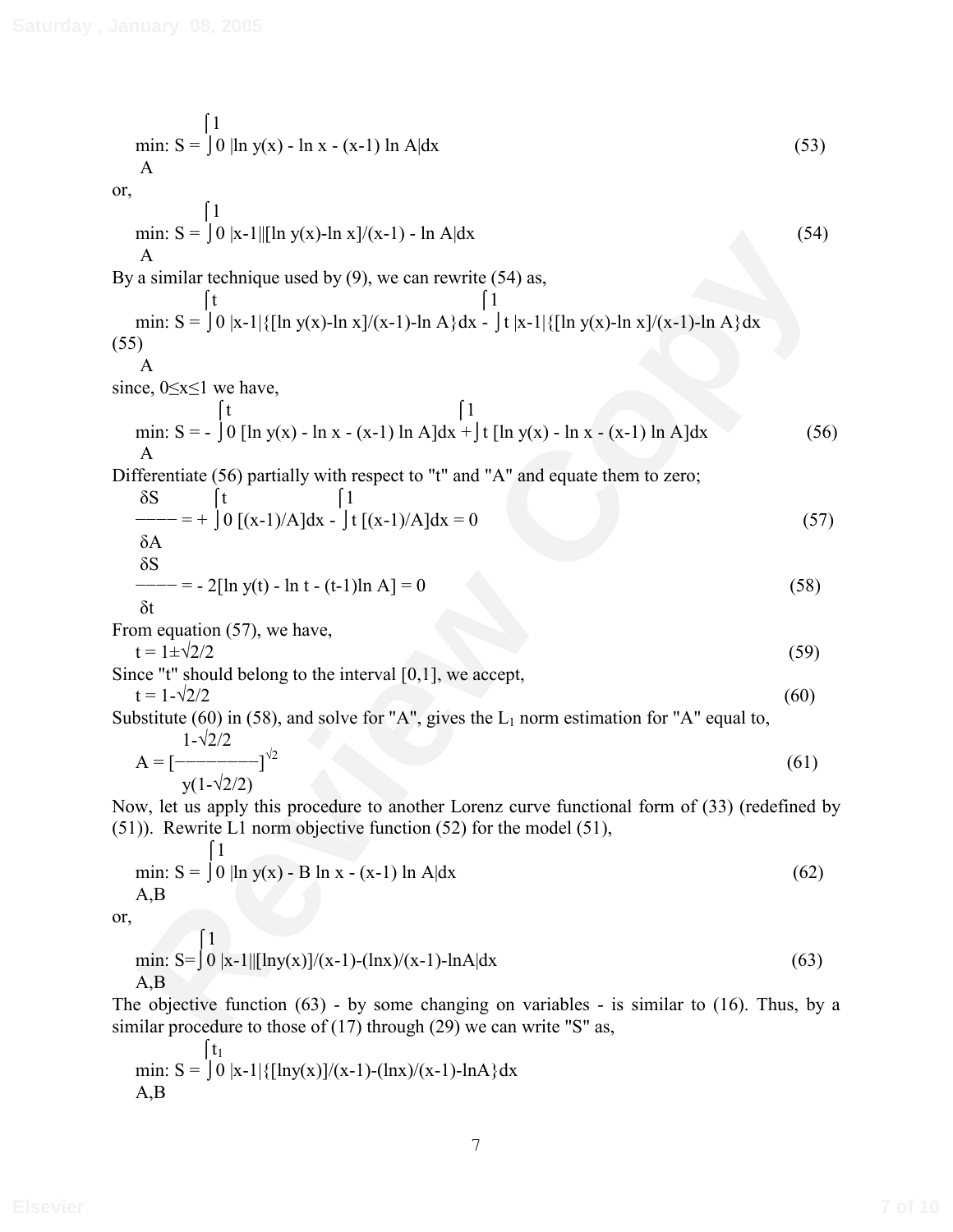$$\min_{A}: S = \int_0^1 |\ln y(x) - \ln x - (x-1) \ln A| dx \tag{53}$$

or,

$$\min_{A}: S = \int_0^1 |x-1| |[\ln y(x)-\ln x]/(x-1) - \ln A| dx \tag{54}$$

By a similar technique used by (9), we can rewrite (54) as,

$$\min_{A}: S = \int_0^t |x-1|\{[\ln y(x)-\ln x]/(x-1)-\ln A\}dx - \int_t^1 |x-1|\{[\ln y(x)-\ln x]/(x-1)-\ln A\}dx \tag{55}$$

since, $0 \leq x \leq 1$ we have,

$$\min_{A}: S = -\int_0^t [\ln y(x) - \ln x - (x-1) \ln A]dx + \int_t^1 [\ln y(x) - \ln x - (x-1) \ln A]dx \tag{56}$$

Differentiate (56) partially with respect to "t" and "A" and equate them to zero;

$$\frac{\delta S}{\delta A} = + \int_0^t [(x-1)/A]dx - \int_t^1 [(x-1)/A]dx = 0 \tag{57}$$

$$\frac{\delta S}{\delta t} = - 2[\ln y(t) - \ln t - (t-1)\ln A] = 0 \tag{58}$$

From equation (57), we have,

$$t = 1 \pm \sqrt{2}/2 \tag{59}$$

Since "t" should belong to the interval [0,1], we accept,

$$t = 1-\sqrt{2}/2 \tag{60}$$

Substitute (60) in (58), and solve for "A", gives the $L_1$ norm estimation for "A" equal to,

$$A = \left[\frac{1-\sqrt{2}/2}{y(1-\sqrt{2}/2)}\right]^{\sqrt{2}} \tag{61}$$

Now, let us apply this procedure to another Lorenz curve functional form of (33) (redefined by (51)). Rewrite L1 norm objective function (52) for the model (51),

$$\min_{A,B}: S = \int_0^1 |\ln y(x) - B \ln x - (x-1) \ln A| dx \tag{62}$$

or,

$$\min_{A,B}: S = \int_0^1 |x-1| |[\ln y(x)]/(x-1)-(\ln x)/(x-1)-\ln A| dx \tag{63}$$

The objective function (63) - by some changing on variables - is similar to (16). Thus, by a similar procedure to those of (17) through (29) we can write "S" as,

$$\min_{A,B}: S = \int_0^{t_1} |x-1|\{[\ln y(x)]/(x-1)-(\ln x)/(x-1)-\ln A\}dx$$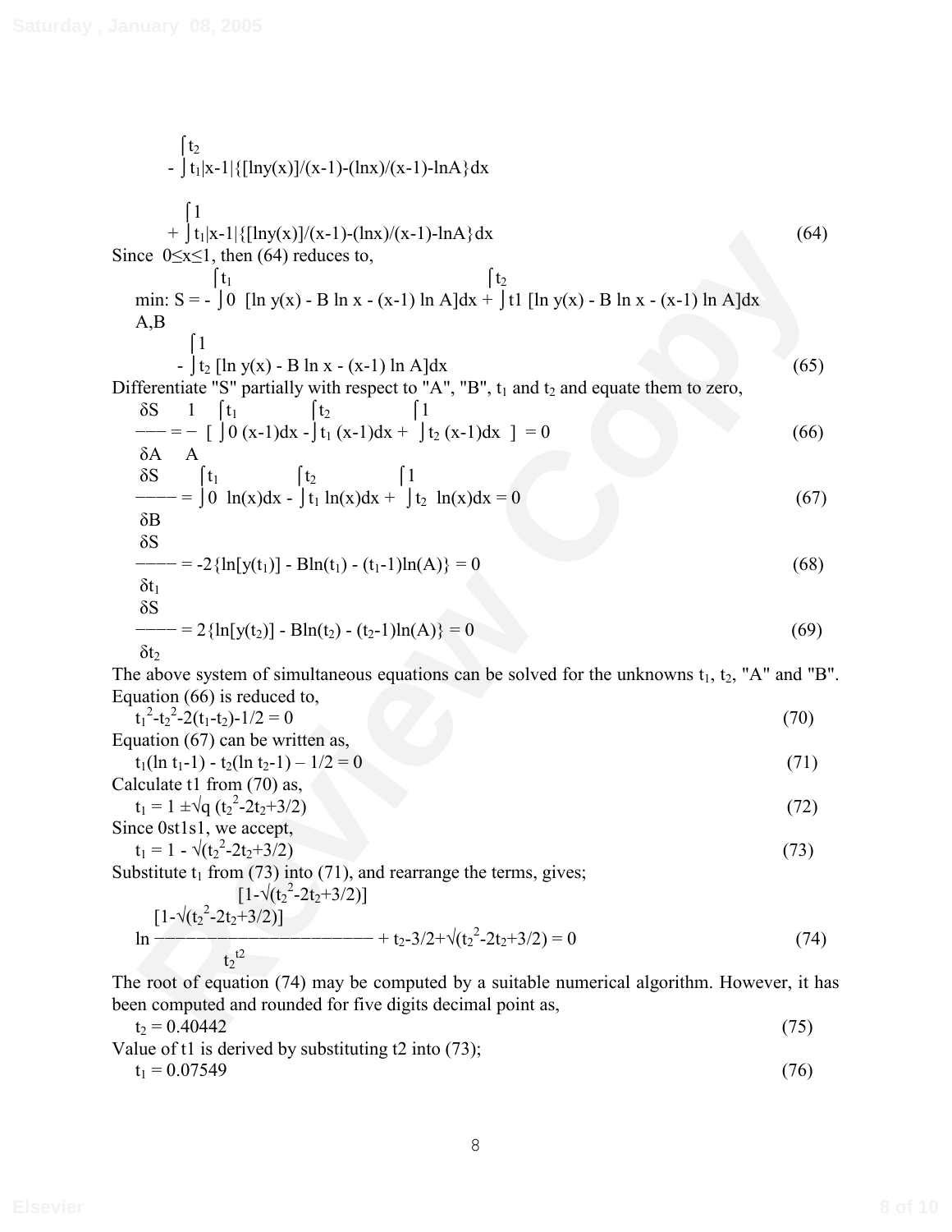$$- \int_{t_1}^{t_2} |x-1|\{[\ln y(x)]/(x-1)-(\ln x)/(x-1)-\ln A\}dx$$

$$+ \int_{t_1}^{1} |x-1|\{[\ln y(x)]/(x-1)-(\ln x)/(x-1)-\ln A\}dx \tag{64}$$

Since $0 \le x \le 1$, then (64) reduces to,

$$\min_{A,B}: S = -\int_0^{t_1} [\ln y(x) - B \ln x - (x-1) \ln A]dx + \int_{t1}^{t_2} [\ln y(x) - B \ln x - (x-1) \ln A]dx$$

$$- \int_{t_2}^{1} [\ln y(x) - B \ln x - (x-1) \ln A]dx \tag{65}$$

Differentiate "S" partially with respect to "A", "B", $t_1$ and $t_2$ and equate them to zero,

$$\frac{\delta S}{\delta A} = -\frac{1}{A}\left[\int_0^{t_1} (x-1)dx - \int_{t_1}^{t_2} (x-1)dx + \int_{t_2}^{1} (x-1)dx\right] = 0 \tag{66}$$

$$\frac{\delta S}{\delta B} = \int_0^{t_1} \ln(x)dx - \int_{t_1}^{t_2} \ln(x)dx + \int_{t_2}^{1} \ln(x)dx = 0 \tag{67}$$

$$\frac{\delta S}{\delta t_1} = -2\{\ln[y(t_1)] - B\ln(t_1) - (t_1-1)\ln(A)\} = 0 \tag{68}$$

$$\frac{\delta S}{\delta t_2} = 2\{\ln[y(t_2)] - B\ln(t_2) - (t_2-1)\ln(A)\} = 0 \tag{69}$$

The above system of simultaneous equations can be solved for the unknowns $t_1$, $t_2$, "A" and "B".

Equation (66) is reduced to,

$$t_1^2-t_2^2-2(t_1-t_2)-1/2 = 0 \tag{70}$$

Equation (67) can be written as,

$$t_1(\ln t_1-1) - t_2(\ln t_2-1) - 1/2 = 0 \tag{71}$$

Calculate t1 from (70) as,

$$t_1 = 1 \pm\sqrt{q}\,(t_2^2-2t_2+3/2) \tag{72}$$

Since 0st1s1, we accept,

$$t_1 = 1 - \sqrt{(t_2^2-2t_2+3/2)} \tag{73}$$

Substitute $t_1$ from (73) into (71), and rearrange the terms, gives;

$$\ln \frac{[1-\sqrt{(t_2^2-2t_2+3/2)}]^{[1-\sqrt{(t_2^2-2t_2+3/2)}]}}{t_2^{t2}} + t_2-3/2+\sqrt{(t_2^2-2t_2+3/2)} = 0 \tag{74}$$

The root of equation (74) may be computed by a suitable numerical algorithm. However, it has been computed and rounded for five digits decimal point as,

$$t_2 = 0.40442 \tag{75}$$

Value of t1 is derived by substituting t2 into (73);

$$t_1 = 0.07549 \tag{76}$$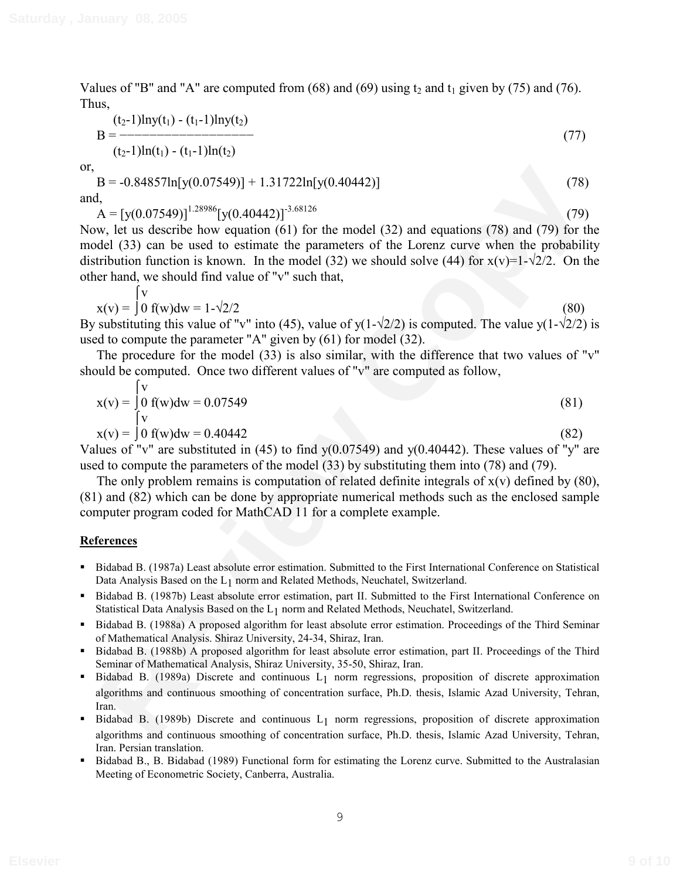Values of "B" and "A" are computed from (68) and (69) using $t_2$ and $t_1$ given by (75) and (76). Thus,

$$B = \frac{(t_2-1)\ln y(t_1) - (t_1-1)\ln y(t_2)}{(t_2-1)\ln(t_1) - (t_1-1)\ln(t_2)} \tag{77}$$

or,

$$B = -0.84857\ln[y(0.07549)] + 1.31722\ln[y(0.40442)] \tag{78}$$

and,

$$A = [y(0.07549)]^{1.28986}[y(0.40442)]^{-3.68126} \tag{79}$$

Now, let us describe how equation (61) for the model (32) and equations (78) and (79) for the model (33) can be used to estimate the parameters of the Lorenz curve when the probability distribution function is known. In the model (32) we should solve (44) for $x(v)=1-\sqrt{2}/2$. On the other hand, we should find value of "v" such that,

$$x(v) = \int_0^v f(w)dw = 1-\sqrt{2}/2 \tag{80}$$

By substituting this value of "v" into (45), value of $y(1-\sqrt{2}/2)$ is computed. The value $y(1-\sqrt{2}/2)$ is used to compute the parameter "A" given by (61) for model (32).

The procedure for the model (33) is also similar, with the difference that two values of "v" should be computed. Once two different values of "v" are computed as follow,

$$x(v) = \int_0^v f(w)dw = 0.07549 \tag{81}$$

$$x(v) = \int_0^v f(w)dw = 0.40442 \tag{82}$$

Values of "v" are substituted in (45) to find $y(0.07549)$ and $y(0.40442)$. These values of "y" are used to compute the parameters of the model (33) by substituting them into (78) and (79).

The only problem remains is computation of related definite integrals of $x(v)$ defined by (80), (81) and (82) which can be done by appropriate numerical methods such as the enclosed sample computer program coded for MathCAD 11 for a complete example.

## References

- Bidabad B. (1987a) Least absolute error estimation. Submitted to the First International Conference on Statistical Data Analysis Based on the $L_1$ norm and Related Methods, Neuchatel, Switzerland.
- Bidabad B. (1987b) Least absolute error estimation, part II. Submitted to the First International Conference on Statistical Data Analysis Based on the $L_1$ norm and Related Methods, Neuchatel, Switzerland.
- Bidabad B. (1988a) A proposed algorithm for least absolute error estimation. Proceedings of the Third Seminar of Mathematical Analysis. Shiraz University, 24-34, Shiraz, Iran.
- Bidabad B. (1988b) A proposed algorithm for least absolute error estimation, part II. Proceedings of the Third Seminar of Mathematical Analysis, Shiraz University, 35-50, Shiraz, Iran.
- Bidabad B. (1989a) Discrete and continuous $L_1$ norm regressions, proposition of discrete approximation algorithms and continuous smoothing of concentration surface, Ph.D. thesis, Islamic Azad University, Tehran, Iran.
- Bidabad B. (1989b) Discrete and continuous $L_1$ norm regressions, proposition of discrete approximation algorithms and continuous smoothing of concentration surface, Ph.D. thesis, Islamic Azad University, Tehran, Iran. Persian translation.
- Bidabad B., B. Bidabad (1989) Functional form for estimating the Lorenz curve. Submitted to the Australasian Meeting of Econometric Society, Canberra, Australia.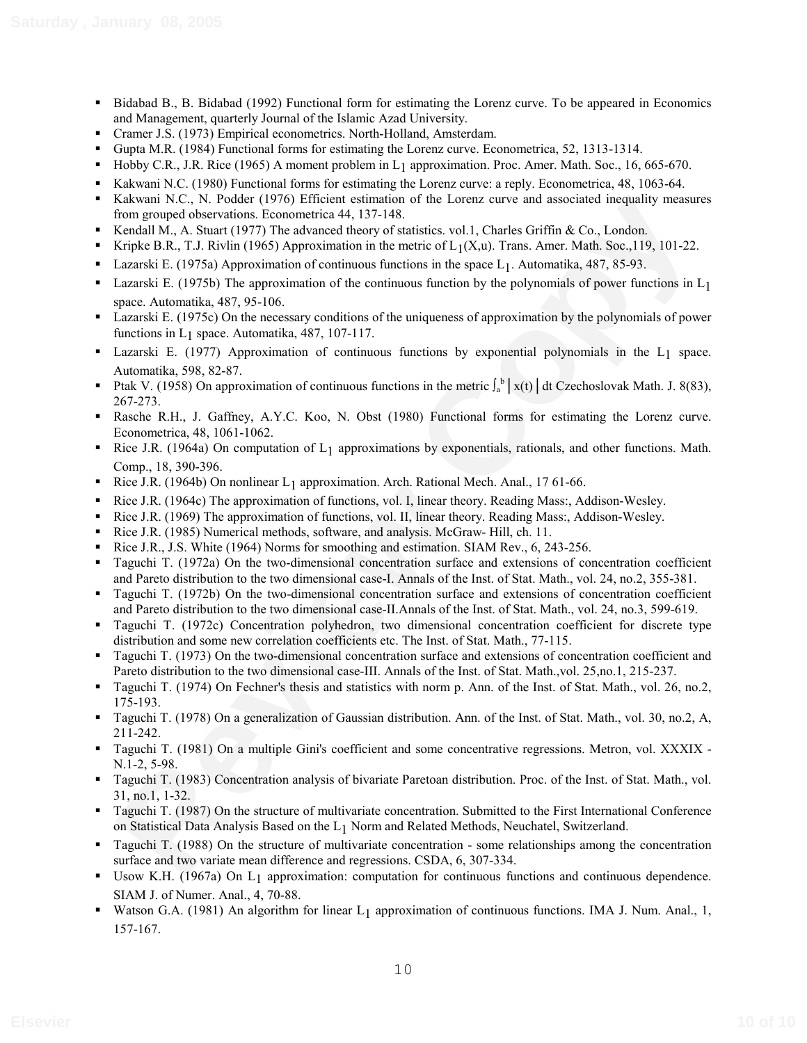- Bidabad B., B. Bidabad (1992) Functional form for estimating the Lorenz curve. To be appeared in Economics and Management, quarterly Journal of the Islamic Azad University.
- Cramer J.S. (1973) Empirical econometrics. North-Holland, Amsterdam.
- Gupta M.R. (1984) Functional forms for estimating the Lorenz curve. Econometrica, 52, 1313-1314.
- Hobby C.R., J.R. Rice (1965) A moment problem in $L_1$ approximation. Proc. Amer. Math. Soc., 16, 665-670.
- Kakwani N.C. (1980) Functional forms for estimating the Lorenz curve: a reply. Econometrica, 48, 1063-64.
- Kakwani N.C., N. Podder (1976) Efficient estimation of the Lorenz curve and associated inequality measures from grouped observations. Econometrica 44, 137-148.
- Kendall M., A. Stuart (1977) The advanced theory of statistics. vol.1, Charles Griffin & Co., London.
- Kripke B.R., T.J. Rivlin (1965) Approximation in the metric of $L_1(X,u)$. Trans. Amer. Math. Soc.,119, 101-22.
- Lazarski E. (1975a) Approximation of continuous functions in the space $L_1$. Automatika, 487, 85-93.
- Lazarski E. (1975b) The approximation of the continuous function by the polynomials of power functions in $L_1$ space. Automatika, 487, 95-106.
- Lazarski E. (1975c) On the necessary conditions of the uniqueness of approximation by the polynomials of power functions in $L_1$ space. Automatika, 487, 107-117.
- Lazarski E. (1977) Approximation of continuous functions by exponential polynomials in the $L_1$ space. Automatika, 598, 82-87.
- Ptak V. (1958) On approximation of continuous functions in the metric $\int_a^b |x(t)| dt$ Czechoslovak Math. J. 8(83), 267-273.
- Rasche R.H., J. Gaffney, A.Y.C. Koo, N. Obst (1980) Functional forms for estimating the Lorenz curve. Econometrica, 48, 1061-1062.
- Rice J.R. (1964a) On computation of $L_1$ approximations by exponentials, rationals, and other functions. Math. Comp., 18, 390-396.
- Rice J.R. (1964b) On nonlinear $L_1$ approximation. Arch. Rational Mech. Anal., 17 61-66.
- Rice J.R. (1964c) The approximation of functions, vol. I, linear theory. Reading Mass:, Addison-Wesley.
- Rice J.R. (1969) The approximation of functions, vol. II, linear theory. Reading Mass:, Addison-Wesley.
- Rice J.R. (1985) Numerical methods, software, and analysis. McGraw- Hill, ch. 11.
- Rice J.R., J.S. White (1964) Norms for smoothing and estimation. SIAM Rev., 6, 243-256.
- Taguchi T. (1972a) On the two-dimensional concentration surface and extensions of concentration coefficient and Pareto distribution to the two dimensional case-I. Annals of the Inst. of Stat. Math., vol. 24, no.2, 355-381.
- Taguchi T. (1972b) On the two-dimensional concentration surface and extensions of concentration coefficient and Pareto distribution to the two dimensional case-II.Annals of the Inst. of Stat. Math., vol. 24, no.3, 599-619.
- Taguchi T. (1972c) Concentration polyhedron, two dimensional concentration coefficient for discrete type distribution and some new correlation coefficients etc. The Inst. of Stat. Math., 77-115.
- Taguchi T. (1973) On the two-dimensional concentration surface and extensions of concentration coefficient and Pareto distribution to the two dimensional case-III. Annals of the Inst. of Stat. Math.,vol. 25,no.1, 215-237.
- Taguchi T. (1974) On Fechner's thesis and statistics with norm p. Ann. of the Inst. of Stat. Math., vol. 26, no.2, 175-193.
- Taguchi T. (1978) On a generalization of Gaussian distribution. Ann. of the Inst. of Stat. Math., vol. 30, no.2, A, 211-242.
- Taguchi T. (1981) On a multiple Gini's coefficient and some concentrative regressions. Metron, vol. XXXIX - N.1-2, 5-98.
- Taguchi T. (1983) Concentration analysis of bivariate Paretoan distribution. Proc. of the Inst. of Stat. Math., vol. 31, no.1, 1-32.
- Taguchi T. (1987) On the structure of multivariate concentration. Submitted to the First International Conference on Statistical Data Analysis Based on the $L_1$ Norm and Related Methods, Neuchatel, Switzerland.
- Taguchi T. (1988) On the structure of multivariate concentration - some relationships among the concentration surface and two variate mean difference and regressions. CSDA, 6, 307-334.
- Usow K.H. (1967a) On $L_1$ approximation: computation for continuous functions and continuous dependence. SIAM J. of Numer. Anal., 4, 70-88.
- Watson G.A. (1981) An algorithm for linear $L_1$ approximation of continuous functions. IMA J. Num. Anal., 1, 157-167.